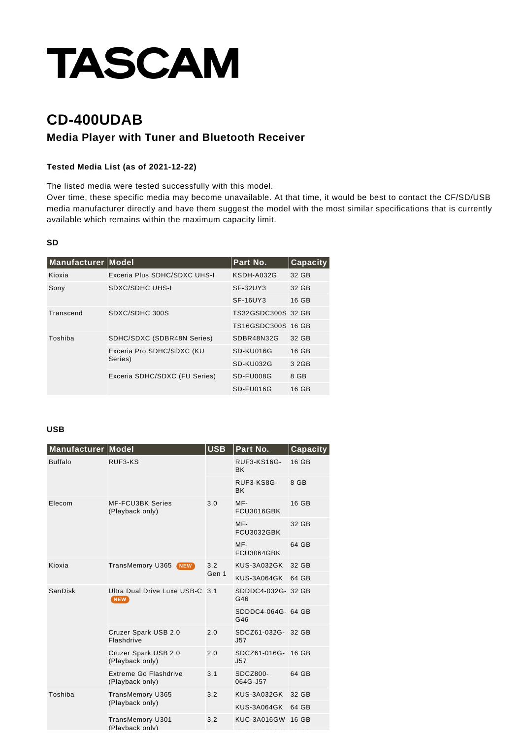# TASCAM

## CD-400UDAB

### Media Player with Tuner and Bluetooth Receiver

**Tested Media List (as of 2021-12-22)**

The listed media were tested successfully with this model.
Over time, these specific media may become unavailable. At that time, it would be best to contact the CF/SD/USB media manufacturer directly and have them suggest the model with the most similar specifications that is currently available which remains within the maximum capacity limit.

#### SD

| Manufacturer | Model | Part No. | Capacity |
|---|---|---|---|
| Kioxia | Exceria Plus SDHC/SDXC UHS-I | KSDH-A032G | 32 GB |
| Sony | SDXC/SDHC UHS-I | SF-32UY3 | 32 GB |
| | | SF-16UY3 | 16 GB |
| Transcend | SDXC/SDHC 300S | TS32GSDC300S | 32 GB |
| | | TS16GSDC300S | 16 GB |
| Toshiba | SDHC/SDXC (SDBR48N Series) | SDBR48N32G | 32 GB |
| | Exceria Pro SDHC/SDXC (KU Series) | SD-KU016G | 16 GB |
| | | SD-KU032G | 3 2GB |
| | Exceria SDHC/SDXC (FU Series) | SD-FU008G | 8 GB |
| | | SD-FU016G | 16 GB |

#### USB

| Manufacturer | Model | USB | Part No. | Capacity |
|---|---|---|---|---|
| Buffalo | RUF3-KS | | RUF3-KS16G-BK | 16 GB |
| | | | RUF3-KS8G-BK | 8 GB |
| Elecom | MF-FCU3BK Series (Playback only) | 3.0 | MF-FCU3016GBK | 16 GB |
| | | | MF-FCU3032GBK | 32 GB |
| | | | MF-FCU3064GBK | 64 GB |
| Kioxia | TransMemory U365 NEW | 3.2 Gen 1 | KUS-3A032GK | 32 GB |
| | | | KUS-3A064GK | 64 GB |
| SanDisk | Ultra Dual Drive Luxe USB-C NEW | 3.1 | SDDDC4-032G-G46 | 32 GB |
| | | | SDDDC4-064G-G46 | 64 GB |
| | Cruzer Spark USB 2.0 Flashdrive | 2.0 | SDCZ61-032G-J57 | 32 GB |
| | Cruzer Spark USB 2.0 (Playback only) | 2.0 | SDCZ61-016G-J57 | 16 GB |
| | Extreme Go Flashdrive (Playback only) | 3.1 | SDCZ800-064G-J57 | 64 GB |
| Toshiba | TransMemory U365 (Playback only) | 3.2 | KUS-3A032GK | 32 GB |
| | | | KUS-3A064GK | 64 GB |
| | TransMemory U301 (Playback only) | 3.2 | KUC-3A016GW | 16 GB |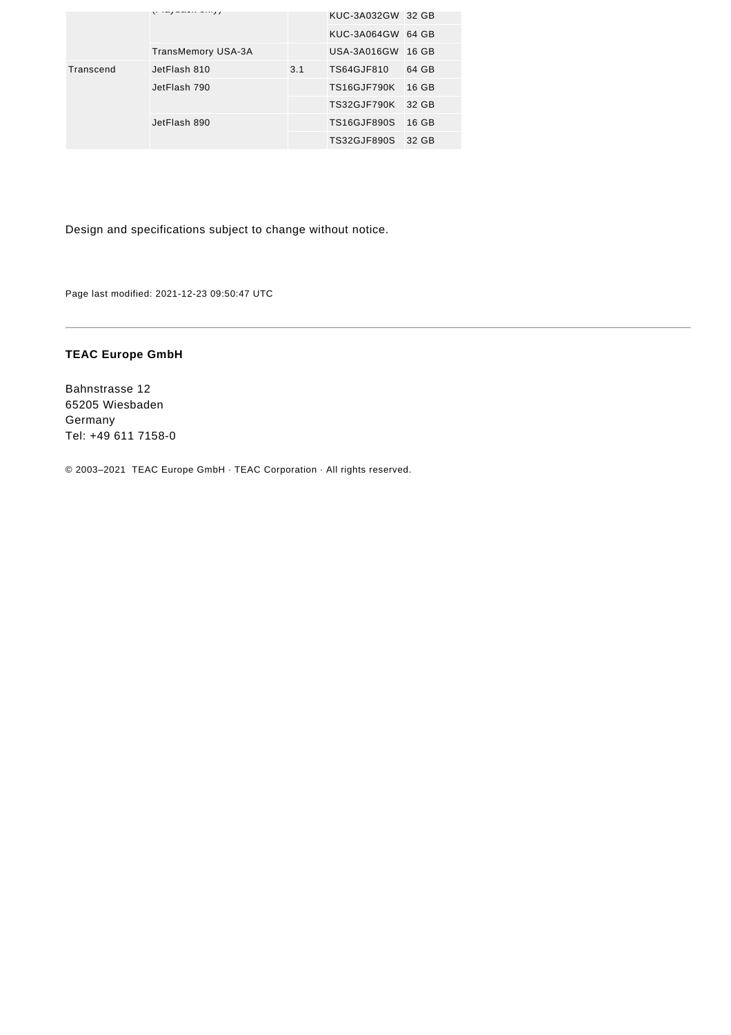| | | | | |
|---|---|---|---|---|
| | (Playback only) | | KUC-3A032GW | 32 GB |
| | | | KUC-3A064GW | 64 GB |
| | TransMemory USA-3A | | USA-3A016GW | 16 GB |
| Transcend | JetFlash 810 | 3.1 | TS64GJF810 | 64 GB |
| | JetFlash 790 | | TS16GJF790K | 16 GB |
| | | | TS32GJF790K | 32 GB |
| | JetFlash 890 | | TS16GJF890S | 16 GB |
| | | | TS32GJF890S | 32 GB |

Design and specifications subject to change without notice.

Page last modified: 2021-12-23 09:50:47 UTC

---

**TEAC Europe GmbH**

Bahnstrasse 12
65205 Wiesbaden
Germany
Tel: +49 611 7158-0

© 2003–2021 TEAC Europe GmbH · TEAC Corporation · All rights reserved.